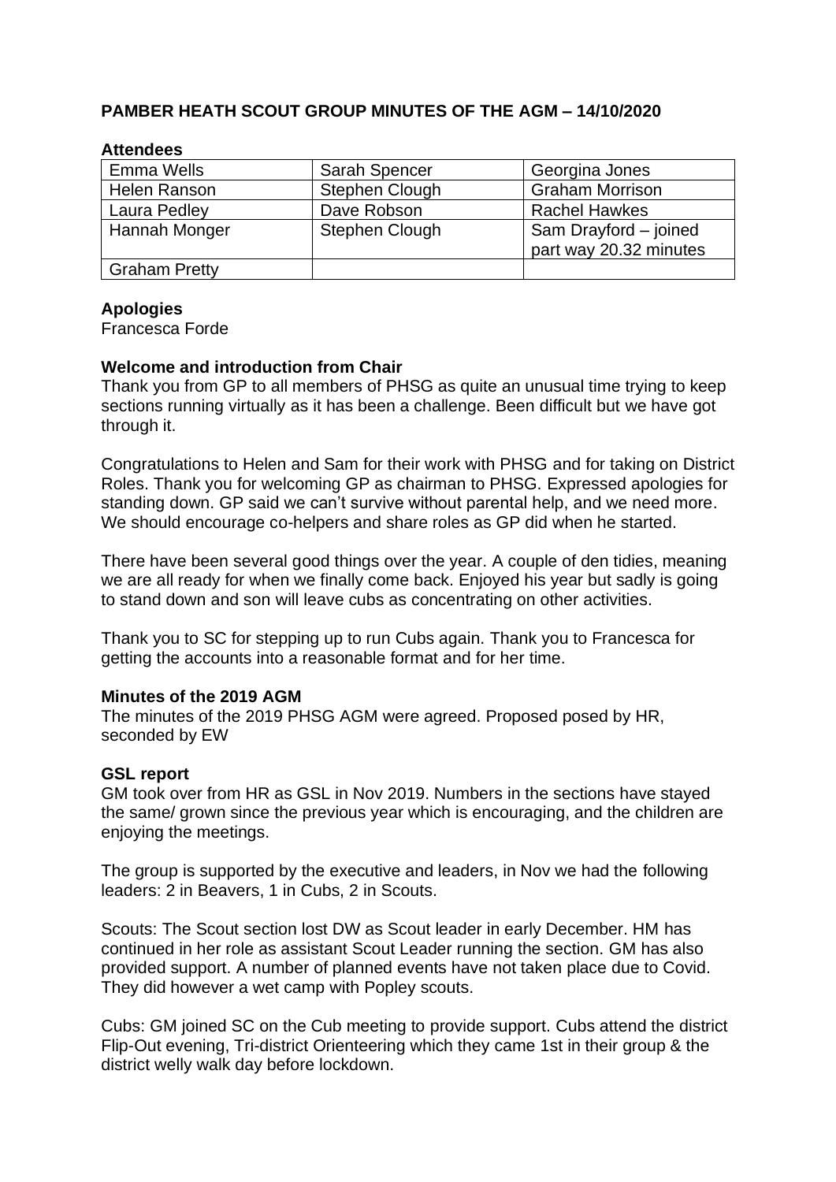## PAMBER HEATH SCOUT GROUP MINUTES OF THE AGM – 14/10/2020

### Attendees

| Emma Wells | Sarah Spencer | Georgina Jones |
|---|---|---|
| Helen Ranson | Stephen Clough | Graham Morrison |
| Laura Pedley | Dave Robson | Rachel Hawkes |
| Hannah Monger | Stephen Clough | Sam Drayford – joined part way 20.32 minutes |
| Graham Pretty | | |

### Apologies

Francesca Forde

### Welcome and introduction from Chair

Thank you from GP to all members of PHSG as quite an unusual time trying to keep sections running virtually as it has been a challenge. Been difficult but we have got through it.

Congratulations to Helen and Sam for their work with PHSG and for taking on District Roles. Thank you for welcoming GP as chairman to PHSG. Expressed apologies for standing down. GP said we can't survive without parental help, and we need more. We should encourage co-helpers and share roles as GP did when he started.

There have been several good things over the year. A couple of den tidies, meaning we are all ready for when we finally come back. Enjoyed his year but sadly is going to stand down and son will leave cubs as concentrating on other activities.

Thank you to SC for stepping up to run Cubs again. Thank you to Francesca for getting the accounts into a reasonable format and for her time.

### Minutes of the 2019 AGM

The minutes of the 2019 PHSG AGM were agreed. Proposed posed by HR, seconded by EW

### GSL report

GM took over from HR as GSL in Nov 2019. Numbers in the sections have stayed the same/ grown since the previous year which is encouraging, and the children are enjoying the meetings.

The group is supported by the executive and leaders, in Nov we had the following leaders: 2 in Beavers, 1 in Cubs, 2 in Scouts.

Scouts: The Scout section lost DW as Scout leader in early December. HM has continued in her role as assistant Scout Leader running the section. GM has also provided support. A number of planned events have not taken place due to Covid. They did however a wet camp with Popley scouts.

Cubs: GM joined SC on the Cub meeting to provide support. Cubs attend the district Flip-Out evening, Tri-district Orienteering which they came 1st in their group & the district welly walk day before lockdown.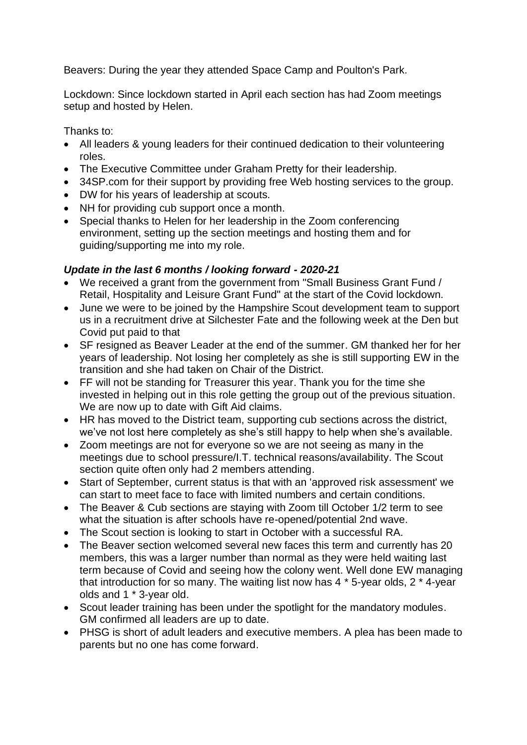Beavers: During the year they attended Space Camp and Poulton's Park.

Lockdown: Since lockdown started in April each section has had Zoom meetings setup and hosted by Helen.

Thanks to:

- All leaders & young leaders for their continued dedication to their volunteering roles.
- The Executive Committee under Graham Pretty for their leadership.
- 34SP.com for their support by providing free Web hosting services to the group.
- DW for his years of leadership at scouts.
- NH for providing cub support once a month.
- Special thanks to Helen for her leadership in the Zoom conferencing environment, setting up the section meetings and hosting them and for guiding/supporting me into my role.

### *Update in the last 6 months / looking forward - 2020-21*

- We received a grant from the government from "Small Business Grant Fund / Retail, Hospitality and Leisure Grant Fund" at the start of the Covid lockdown.
- June we were to be joined by the Hampshire Scout development team to support us in a recruitment drive at Silchester Fate and the following week at the Den but Covid put paid to that
- SF resigned as Beaver Leader at the end of the summer. GM thanked her for her years of leadership. Not losing her completely as she is still supporting EW in the transition and she had taken on Chair of the District.
- FF will not be standing for Treasurer this year. Thank you for the time she invested in helping out in this role getting the group out of the previous situation. We are now up to date with Gift Aid claims.
- HR has moved to the District team, supporting cub sections across the district, we've not lost here completely as she's still happy to help when she's available.
- Zoom meetings are not for everyone so we are not seeing as many in the meetings due to school pressure/I.T. technical reasons/availability. The Scout section quite often only had 2 members attending.
- Start of September, current status is that with an 'approved risk assessment' we can start to meet face to face with limited numbers and certain conditions.
- The Beaver & Cub sections are staying with Zoom till October 1/2 term to see what the situation is after schools have re-opened/potential 2nd wave.
- The Scout section is looking to start in October with a successful RA.
- The Beaver section welcomed several new faces this term and currently has 20 members, this was a larger number than normal as they were held waiting last term because of Covid and seeing how the colony went. Well done EW managing that introduction for so many. The waiting list now has 4 * 5-year olds, 2 * 4-year olds and 1 * 3-year old.
- Scout leader training has been under the spotlight for the mandatory modules. GM confirmed all leaders are up to date.
- PHSG is short of adult leaders and executive members. A plea has been made to parents but no one has come forward.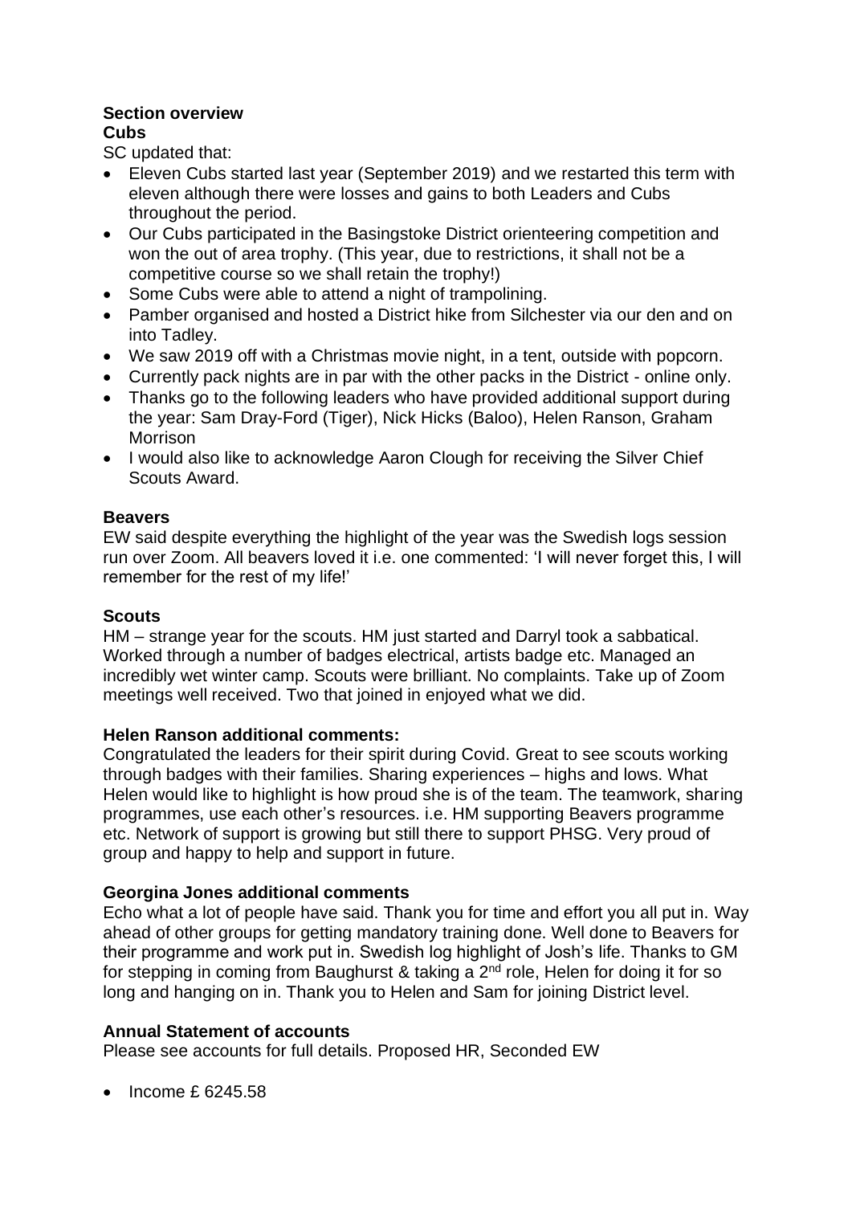**Section overview**

**Cubs**

SC updated that:

- Eleven Cubs started last year (September 2019) and we restarted this term with eleven although there were losses and gains to both Leaders and Cubs throughout the period.
- Our Cubs participated in the Basingstoke District orienteering competition and won the out of area trophy. (This year, due to restrictions, it shall not be a competitive course so we shall retain the trophy!)
- Some Cubs were able to attend a night of trampolining.
- Pamber organised and hosted a District hike from Silchester via our den and on into Tadley.
- We saw 2019 off with a Christmas movie night, in a tent, outside with popcorn.
- Currently pack nights are in par with the other packs in the District - online only.
- Thanks go to the following leaders who have provided additional support during the year: Sam Dray-Ford (Tiger), Nick Hicks (Baloo), Helen Ranson, Graham Morrison
- I would also like to acknowledge Aaron Clough for receiving the Silver Chief Scouts Award.

**Beavers**

EW said despite everything the highlight of the year was the Swedish logs session run over Zoom. All beavers loved it i.e. one commented: 'I will never forget this, I will remember for the rest of my life!'

**Scouts**

HM – strange year for the scouts. HM just started and Darryl took a sabbatical. Worked through a number of badges electrical, artists badge etc. Managed an incredibly wet winter camp. Scouts were brilliant. No complaints. Take up of Zoom meetings well received. Two that joined in enjoyed what we did.

**Helen Ranson additional comments:**

Congratulated the leaders for their spirit during Covid. Great to see scouts working through badges with their families. Sharing experiences – highs and lows. What Helen would like to highlight is how proud she is of the team. The teamwork, sharing programmes, use each other's resources. i.e. HM supporting Beavers programme etc. Network of support is growing but still there to support PHSG. Very proud of group and happy to help and support in future.

**Georgina Jones additional comments**

Echo what a lot of people have said. Thank you for time and effort you all put in. Way ahead of other groups for getting mandatory training done. Well done to Beavers for their programme and work put in. Swedish log highlight of Josh's life. Thanks to GM for stepping in coming from Baughurst & taking a 2nd role, Helen for doing it for so long and hanging on in. Thank you to Helen and Sam for joining District level.

**Annual Statement of accounts**

Please see accounts for full details. Proposed HR, Seconded EW

- Income £ 6245.58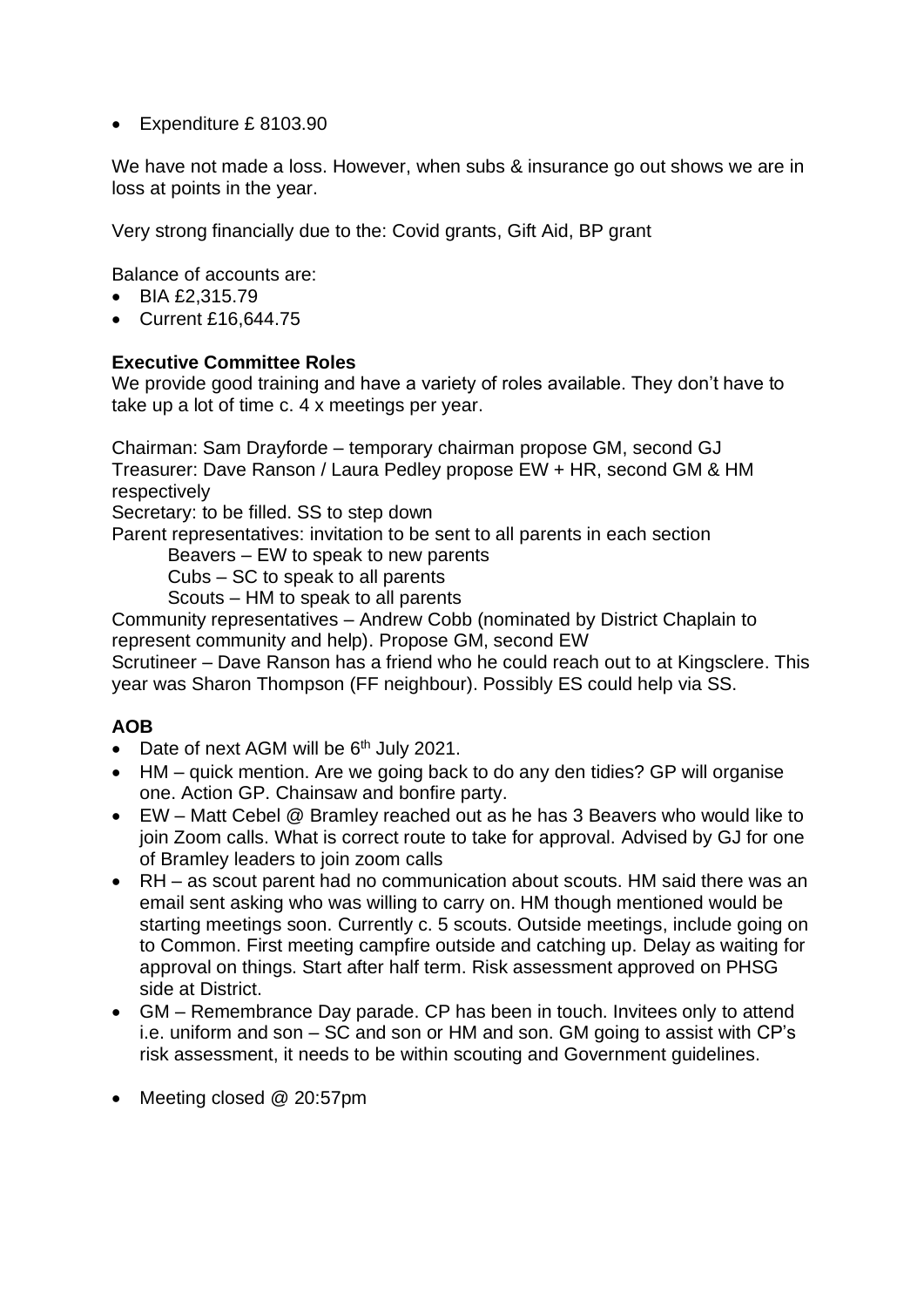- Expenditure £ 8103.90

We have not made a loss. However, when subs & insurance go out shows we are in loss at points in the year.

Very strong financially due to the: Covid grants, Gift Aid, BP grant

Balance of accounts are:

- BIA £2,315.79
- Current £16,644.75

**Executive Committee Roles**

We provide good training and have a variety of roles available. They don't have to take up a lot of time c. 4 x meetings per year.

Chairman: Sam Drayforde – temporary chairman propose GM, second GJ
Treasurer: Dave Ranson / Laura Pedley propose EW + HR, second GM & HM respectively
Secretary: to be filled. SS to step down
Parent representatives: invitation to be sent to all parents in each section

  Beavers – EW to speak to new parents
  Cubs – SC to speak to all parents
  Scouts – HM to speak to all parents

Community representatives – Andrew Cobb (nominated by District Chaplain to represent community and help). Propose GM, second EW
Scrutineer – Dave Ranson has a friend who he could reach out to at Kingsclere. This year was Sharon Thompson (FF neighbour). Possibly ES could help via SS.

**AOB**

- Date of next AGM will be 6th July 2021.
- HM – quick mention. Are we going back to do any den tidies? GP will organise one. Action GP. Chainsaw and bonfire party.
- EW – Matt Cebel @ Bramley reached out as he has 3 Beavers who would like to join Zoom calls. What is correct route to take for approval. Advised by GJ for one of Bramley leaders to join zoom calls
- RH – as scout parent had no communication about scouts. HM said there was an email sent asking who was willing to carry on. HM though mentioned would be starting meetings soon. Currently c. 5 scouts. Outside meetings, include going on to Common. First meeting campfire outside and catching up. Delay as waiting for approval on things. Start after half term. Risk assessment approved on PHSG side at District.
- GM – Remembrance Day parade. CP has been in touch. Invitees only to attend i.e. uniform and son – SC and son or HM and son. GM going to assist with CP's risk assessment, it needs to be within scouting and Government guidelines.

- Meeting closed @ 20:57pm